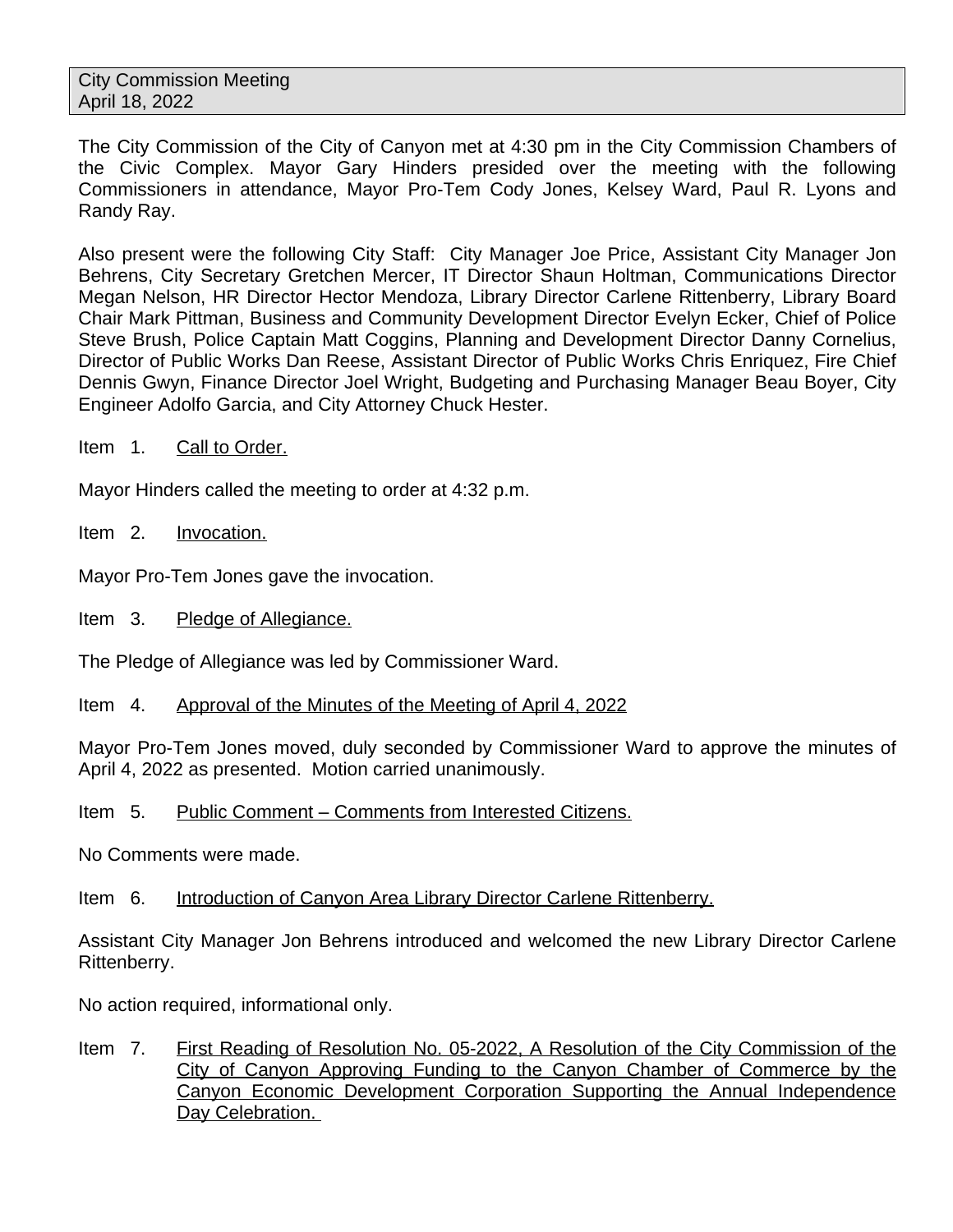City Commission Meeting
April 18, 2022

The City Commission of the City of Canyon met at 4:30 pm in the City Commission Chambers of the Civic Complex. Mayor Gary Hinders presided over the meeting with the following Commissioners in attendance, Mayor Pro-Tem Cody Jones, Kelsey Ward, Paul R. Lyons and Randy Ray.

Also present were the following City Staff: City Manager Joe Price, Assistant City Manager Jon Behrens, City Secretary Gretchen Mercer, IT Director Shaun Holtman, Communications Director Megan Nelson, HR Director Hector Mendoza, Library Director Carlene Rittenberry, Library Board Chair Mark Pittman, Business and Community Development Director Evelyn Ecker, Chief of Police Steve Brush, Police Captain Matt Coggins, Planning and Development Director Danny Cornelius, Director of Public Works Dan Reese, Assistant Director of Public Works Chris Enriquez, Fire Chief Dennis Gwyn, Finance Director Joel Wright, Budgeting and Purchasing Manager Beau Boyer, City Engineer Adolfo Garcia, and City Attorney Chuck Hester.

Item 1. Call to Order.

Mayor Hinders called the meeting to order at 4:32 p.m.

Item 2. Invocation.

Mayor Pro-Tem Jones gave the invocation.

Item 3. Pledge of Allegiance.

The Pledge of Allegiance was led by Commissioner Ward.

Item 4. Approval of the Minutes of the Meeting of April 4, 2022

Mayor Pro-Tem Jones moved, duly seconded by Commissioner Ward to approve the minutes of April 4, 2022 as presented. Motion carried unanimously.

Item 5. Public Comment – Comments from Interested Citizens.

No Comments were made.

Item 6. Introduction of Canyon Area Library Director Carlene Rittenberry.

Assistant City Manager Jon Behrens introduced and welcomed the new Library Director Carlene Rittenberry.

No action required, informational only.

Item 7. First Reading of Resolution No. 05-2022, A Resolution of the City Commission of the City of Canyon Approving Funding to the Canyon Chamber of Commerce by the Canyon Economic Development Corporation Supporting the Annual Independence Day Celebration.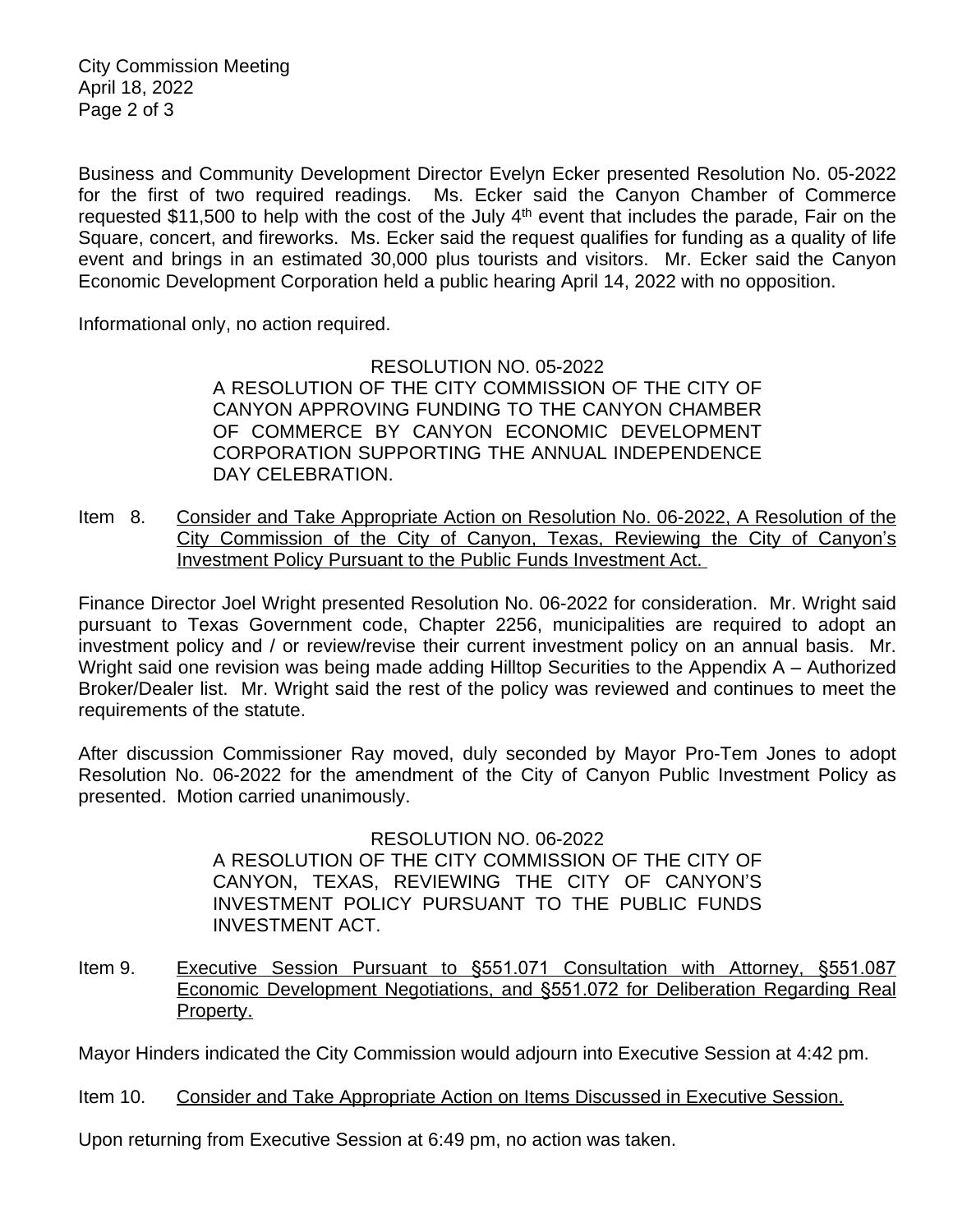Business and Community Development Director Evelyn Ecker presented Resolution No. 05-2022 for the first of two required readings. Ms. Ecker said the Canyon Chamber of Commerce requested $11,500 to help with the cost of the July 4th event that includes the parade, Fair on the Square, concert, and fireworks. Ms. Ecker said the request qualifies for funding as a quality of life event and brings in an estimated 30,000 plus tourists and visitors. Mr. Ecker said the Canyon Economic Development Corporation held a public hearing April 14, 2022 with no opposition.

Informational only, no action required.

> RESOLUTION NO. 05-2022
> A RESOLUTION OF THE CITY COMMISSION OF THE CITY OF CANYON APPROVING FUNDING TO THE CANYON CHAMBER OF COMMERCE BY CANYON ECONOMIC DEVELOPMENT CORPORATION SUPPORTING THE ANNUAL INDEPENDENCE DAY CELEBRATION.

Item 8. Consider and Take Appropriate Action on Resolution No. 06-2022, A Resolution of the City Commission of the City of Canyon, Texas, Reviewing the City of Canyon's Investment Policy Pursuant to the Public Funds Investment Act.

Finance Director Joel Wright presented Resolution No. 06-2022 for consideration. Mr. Wright said pursuant to Texas Government code, Chapter 2256, municipalities are required to adopt an investment policy and / or review/revise their current investment policy on an annual basis. Mr. Wright said one revision was being made adding Hilltop Securities to the Appendix A – Authorized Broker/Dealer list. Mr. Wright said the rest of the policy was reviewed and continues to meet the requirements of the statute.

After discussion Commissioner Ray moved, duly seconded by Mayor Pro-Tem Jones to adopt Resolution No. 06-2022 for the amendment of the City of Canyon Public Investment Policy as presented. Motion carried unanimously.

> RESOLUTION NO. 06-2022
> A RESOLUTION OF THE CITY COMMISSION OF THE CITY OF CANYON, TEXAS, REVIEWING THE CITY OF CANYON'S INVESTMENT POLICY PURSUANT TO THE PUBLIC FUNDS INVESTMENT ACT.

Item 9. Executive Session Pursuant to §551.071 Consultation with Attorney, §551.087 Economic Development Negotiations, and §551.072 for Deliberation Regarding Real Property.

Mayor Hinders indicated the City Commission would adjourn into Executive Session at 4:42 pm.

Item 10. Consider and Take Appropriate Action on Items Discussed in Executive Session.

Upon returning from Executive Session at 6:49 pm, no action was taken.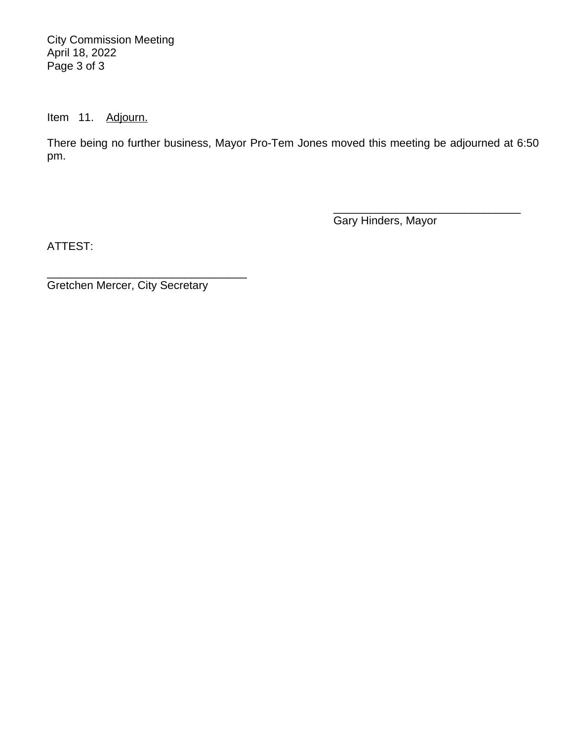Item 11. Adjourn.

There being no further business, Mayor Pro-Tem Jones moved this meeting be adjourned at 6:50 pm.

_______________________________
Gary Hinders, Mayor

ATTEST:

_________________________________
Gretchen Mercer, City Secretary